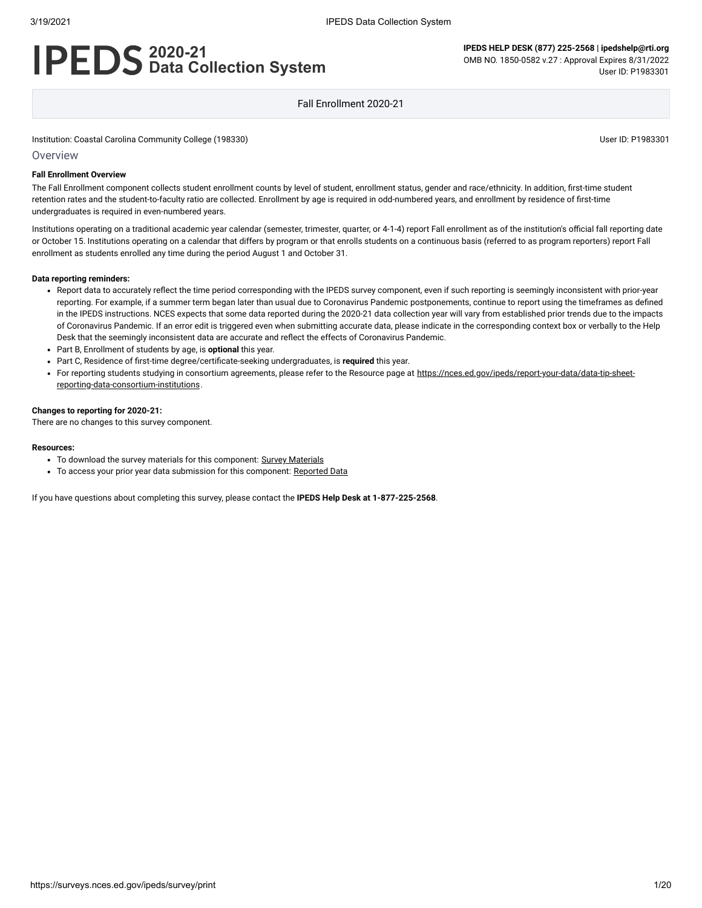# IPEDS 2020-21 Data Collection System

**IPEDS HELP DESK (877) 225-2568 | ipedshelp@rti.org**
OMB NO. 1850-0582 v.27 : Approval Expires 8/31/2022
User ID: P1983301

Fall Enrollment 2020-21

Institution: Coastal Carolina Community College (198330)

User ID: P1983301

## Overview

**Fall Enrollment Overview**

The Fall Enrollment component collects student enrollment counts by level of student, enrollment status, gender and race/ethnicity. In addition, first-time student retention rates and the student-to-faculty ratio are collected. Enrollment by age is required in odd-numbered years, and enrollment by residence of first-time undergraduates is required in even-numbered years.

Institutions operating on a traditional academic year calendar (semester, trimester, quarter, or 4-1-4) report Fall enrollment as of the institution's official fall reporting date or October 15. Institutions operating on a calendar that differs by program or that enrolls students on a continuous basis (referred to as program reporters) report Fall enrollment as students enrolled any time during the period August 1 and October 31.

**Data reporting reminders:**

- Report data to accurately reflect the time period corresponding with the IPEDS survey component, even if such reporting is seemingly inconsistent with prior-year reporting. For example, if a summer term began later than usual due to Coronavirus Pandemic postponements, continue to report using the timeframes as defined in the IPEDS instructions. NCES expects that some data reported during the 2020-21 data collection year will vary from established prior trends due to the impacts of Coronavirus Pandemic. If an error edit is triggered even when submitting accurate data, please indicate in the corresponding context box or verbally to the Help Desk that the seemingly inconsistent data are accurate and reflect the effects of Coronavirus Pandemic.
- Part B, Enrollment of students by age, is **optional** this year.
- Part C, Residence of first-time degree/certificate-seeking undergraduates, is **required** this year.
- For reporting students studying in consortium agreements, please refer to the Resource page at https://nces.ed.gov/ipeds/report-your-data/data-tip-sheet-reporting-data-consortium-institutions.

**Changes to reporting for 2020-21:**
There are no changes to this survey component.

**Resources:**

- To download the survey materials for this component: Survey Materials
- To access your prior year data submission for this component: Reported Data

If you have questions about completing this survey, please contact the **IPEDS Help Desk at 1-877-225-2568**.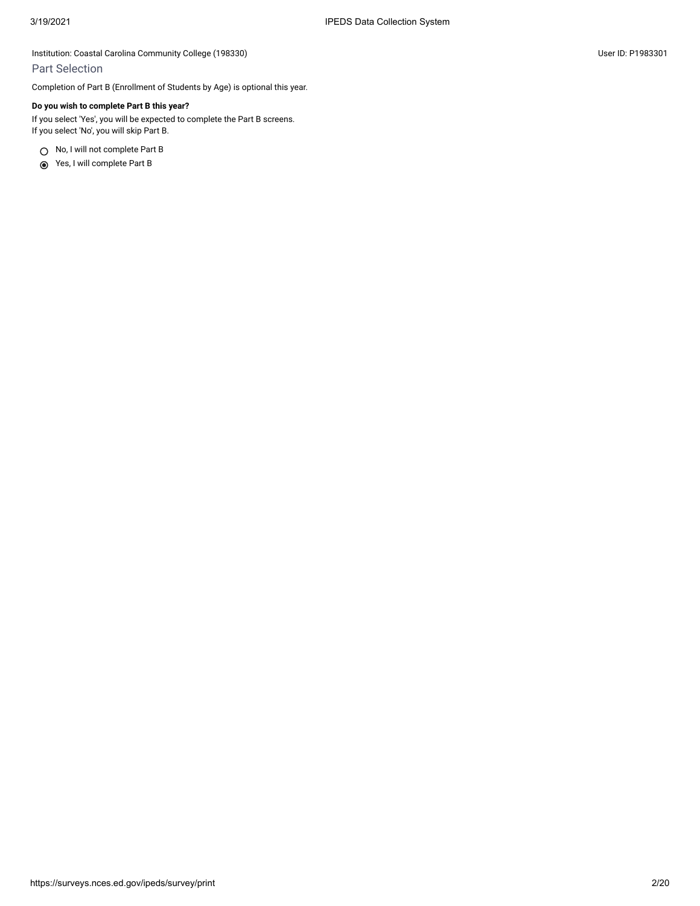Institution: Coastal Carolina Community College (198330)

User ID: P1983301

## Part Selection

Completion of Part B (Enrollment of Students by Age) is optional this year.

**Do you wish to complete Part B this year?**

If you select 'Yes', you will be expected to complete the Part B screens.
If you select 'No', you will skip Part B.

- ○ No, I will not complete Part B
- ◉ Yes, I will complete Part B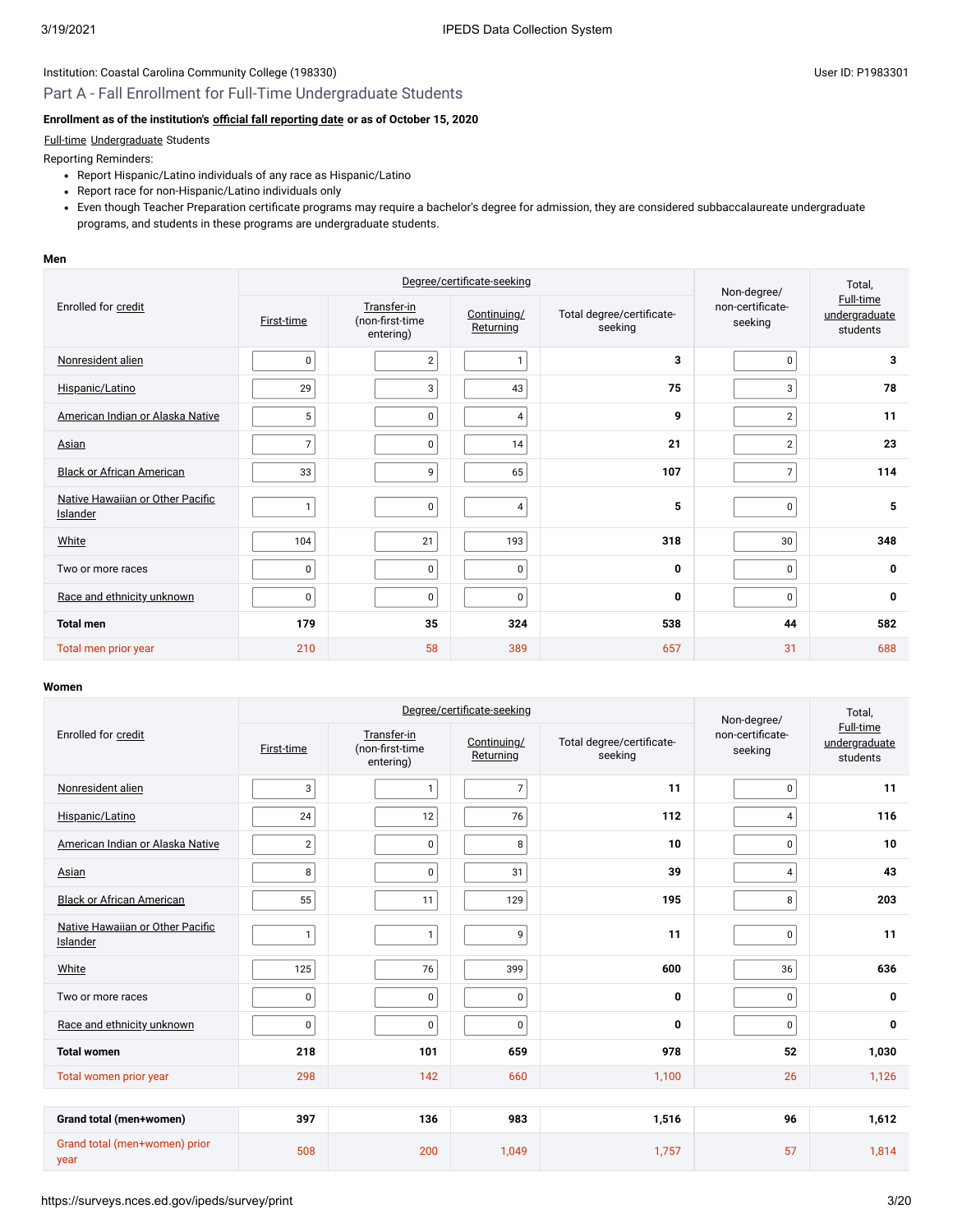Institution: Coastal Carolina Community College (198330)

User ID: P1983301

## Part A - Fall Enrollment for Full-Time Undergraduate Students

**Enrollment as of the institution's official fall reporting date or as of October 15, 2020**

Full-time Undergraduate Students

Reporting Reminders:

- Report Hispanic/Latino individuals of any race as Hispanic/Latino
- Report race for non-Hispanic/Latino individuals only
- Even though Teacher Preparation certificate programs may require a bachelor's degree for admission, they are considered subbaccalaureate undergraduate programs, and students in these programs are undergraduate students.

### Men

| Enrolled for credit | Degree/certificate-seeking | | | | Non-degree/ non-certificate-seeking | Total, Full-time undergraduate students |
|---|---|---|---|---|---|---|
| | First-time | Transfer-in (non-first-time entering) | Continuing/ Returning | Total degree/certificate-seeking | | |
| Nonresident alien | 0 | 2 | 1 | **3** | 0 | **3** |
| Hispanic/Latino | 29 | 3 | 43 | **75** | 3 | **78** |
| American Indian or Alaska Native | 5 | 0 | 4 | **9** | 2 | **11** |
| Asian | 7 | 0 | 14 | **21** | 2 | **23** |
| Black or African American | 33 | 9 | 65 | **107** | 7 | **114** |
| Native Hawaiian or Other Pacific Islander | 1 | 0 | 4 | **5** | 0 | **5** |
| White | 104 | 21 | 193 | **318** | 30 | **348** |
| Two or more races | 0 | 0 | 0 | **0** | 0 | **0** |
| Race and ethnicity unknown | 0 | 0 | 0 | **0** | 0 | **0** |
| **Total men** | **179** | **35** | **324** | **538** | **44** | **582** |
| Total men prior year | 210 | 58 | 389 | 657 | 31 | 688 |

### Women

| Enrolled for credit | Degree/certificate-seeking | | | | Non-degree/ non-certificate-seeking | Total, Full-time undergraduate students |
|---|---|---|---|---|---|---|
| | First-time | Transfer-in (non-first-time entering) | Continuing/ Returning | Total degree/certificate-seeking | | |
| Nonresident alien | 3 | 1 | 7 | **11** | 0 | **11** |
| Hispanic/Latino | 24 | 12 | 76 | **112** | 4 | **116** |
| American Indian or Alaska Native | 2 | 0 | 8 | **10** | 0 | **10** |
| Asian | 8 | 0 | 31 | **39** | 4 | **43** |
| Black or African American | 55 | 11 | 129 | **195** | 8 | **203** |
| Native Hawaiian or Other Pacific Islander | 1 | 1 | 9 | **11** | 0 | **11** |
| White | 125 | 76 | 399 | **600** | 36 | **636** |
| Two or more races | 0 | 0 | 0 | **0** | 0 | **0** |
| Race and ethnicity unknown | 0 | 0 | 0 | **0** | 0 | **0** |
| **Total women** | **218** | **101** | **659** | **978** | **52** | **1,030** |
| Total women prior year | 298 | 142 | 660 | 1,100 | 26 | 1,126 |

| | First-time | Transfer-in (non-first-time entering) | Continuing/ Returning | Total degree/certificate-seeking | Non-degree/ non-certificate-seeking | Total, Full-time undergraduate students |
|---|---|---|---|---|---|---|
| **Grand total (men+women)** | **397** | **136** | **983** | **1,516** | **96** | **1,612** |
| Grand total (men+women) prior year | 508 | 200 | 1,049 | 1,757 | 57 | 1,814 |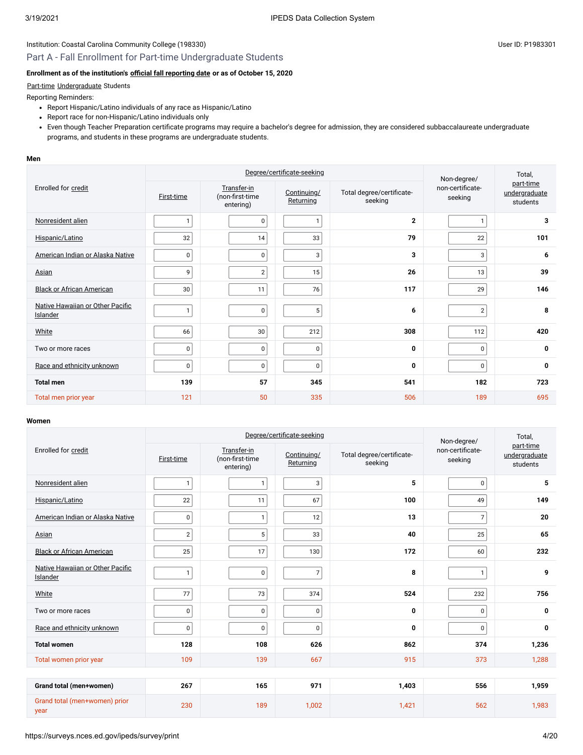Institution: Coastal Carolina Community College (198330)

User ID: P1983301

## Part A - Fall Enrollment for Part-time Undergraduate Students

**Enrollment as of the institution's official fall reporting date or as of October 15, 2020**

Part-time Undergraduate Students

Reporting Reminders:

- Report Hispanic/Latino individuals of any race as Hispanic/Latino
- Report race for non-Hispanic/Latino individuals only
- Even though Teacher Preparation certificate programs may require a bachelor's degree for admission, they are considered subbaccalaureate undergraduate programs, and students in these programs are undergraduate students.

**Men**

| Enrolled for credit | Degree/certificate-seeking | | | | Non-degree/ non-certificate-seeking | Total, part-time undergraduate students |
|---|---|---|---|---|---|---|
| | First-time | Transfer-in (non-first-time entering) | Continuing/ Returning | Total degree/certificate-seeking | | |
| Nonresident alien | 1 | 0 | 1 | **2** | 1 | **3** |
| Hispanic/Latino | 32 | 14 | 33 | **79** | 22 | **101** |
| American Indian or Alaska Native | 0 | 0 | 3 | **3** | 3 | **6** |
| Asian | 9 | 2 | 15 | **26** | 13 | **39** |
| Black or African American | 30 | 11 | 76 | **117** | 29 | **146** |
| Native Hawaiian or Other Pacific Islander | 1 | 0 | 5 | **6** | 2 | **8** |
| White | 66 | 30 | 212 | **308** | 112 | **420** |
| Two or more races | 0 | 0 | 0 | **0** | 0 | **0** |
| Race and ethnicity unknown | 0 | 0 | 0 | **0** | 0 | **0** |
| **Total men** | **139** | **57** | **345** | **541** | **182** | **723** |
| Total men prior year | 121 | 50 | 335 | 506 | 189 | 695 |

**Women**

| Enrolled for credit | Degree/certificate-seeking | | | | Non-degree/ non-certificate-seeking | Total, part-time undergraduate students |
|---|---|---|---|---|---|---|
| | First-time | Transfer-in (non-first-time entering) | Continuing/ Returning | Total degree/certificate-seeking | | |
| Nonresident alien | 1 | 1 | 3 | **5** | 0 | **5** |
| Hispanic/Latino | 22 | 11 | 67 | **100** | 49 | **149** |
| American Indian or Alaska Native | 0 | 1 | 12 | **13** | 7 | **20** |
| Asian | 2 | 5 | 33 | **40** | 25 | **65** |
| Black or African American | 25 | 17 | 130 | **172** | 60 | **232** |
| Native Hawaiian or Other Pacific Islander | 1 | 0 | 7 | **8** | 1 | **9** |
| White | 77 | 73 | 374 | **524** | 232 | **756** |
| Two or more races | 0 | 0 | 0 | **0** | 0 | **0** |
| Race and ethnicity unknown | 0 | 0 | 0 | **0** | 0 | **0** |
| **Total women** | **128** | **108** | **626** | **862** | **374** | **1,236** |
| Total women prior year | 109 | 139 | 667 | 915 | 373 | 1,288 |
| **Grand total (men+women)** | **267** | **165** | **971** | **1,403** | **556** | **1,959** |
| Grand total (men+women) prior year | 230 | 189 | 1,002 | 1,421 | 562 | 1,983 |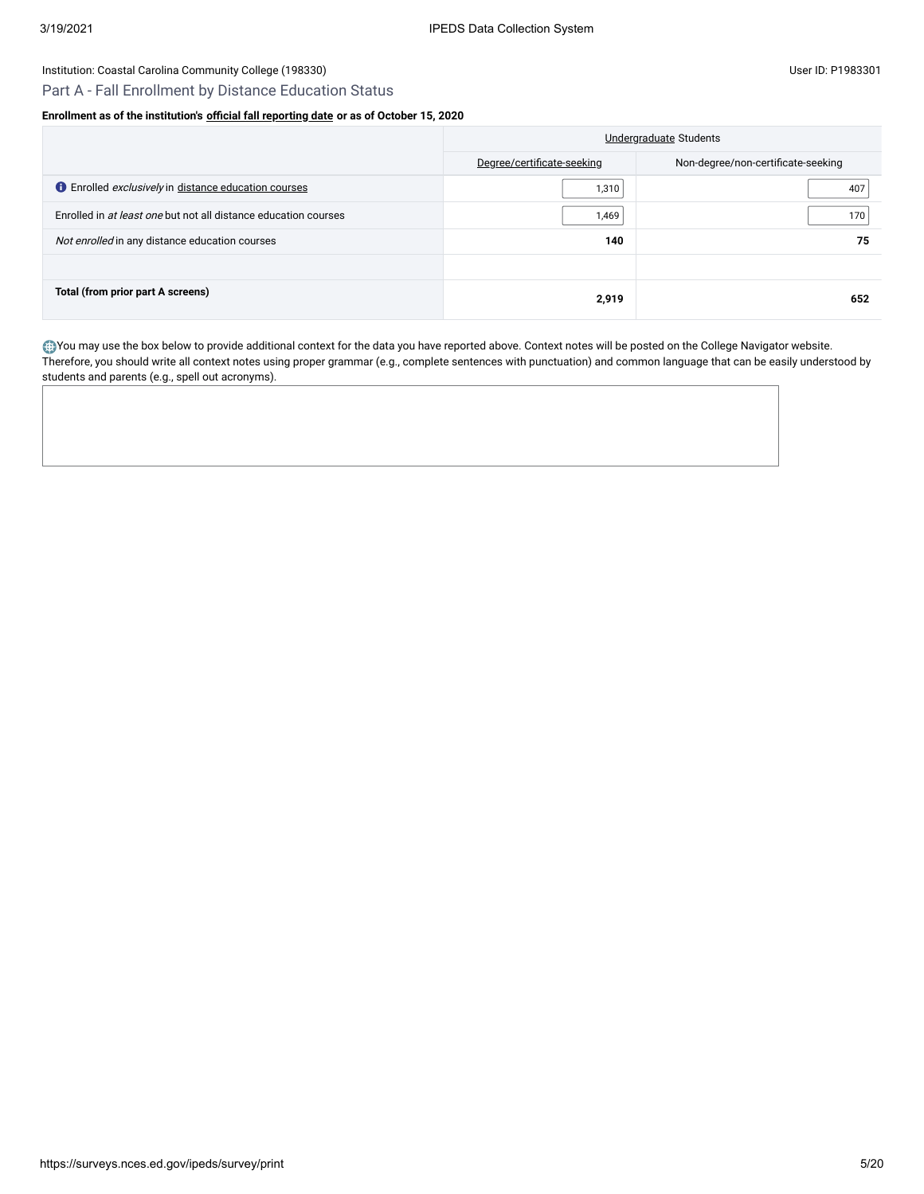Institution: Coastal Carolina Community College (198330)

User ID: P1983301

## Part A - Fall Enrollment by Distance Education Status

**Enrollment as of the institution's official fall reporting date or as of October 15, 2020**

| | Undergraduate Students | |
|---|---|---|
| | Degree/certificate-seeking | Non-degree/non-certificate-seeking |
| Enrolled *exclusively* in distance education courses | 1,310 | 407 |
| Enrolled in *at least one* but not all distance education courses | 1,469 | 170 |
| *Not enrolled* in any distance education courses | **140** | **75** |
| | | |
| **Total (from prior part A screens)** | **2,919** | **652** |

You may use the box below to provide additional context for the data you have reported above. Context notes will be posted on the College Navigator website. Therefore, you should write all context notes using proper grammar (e.g., complete sentences with punctuation) and common language that can be easily understood by students and parents (e.g., spell out acronyms).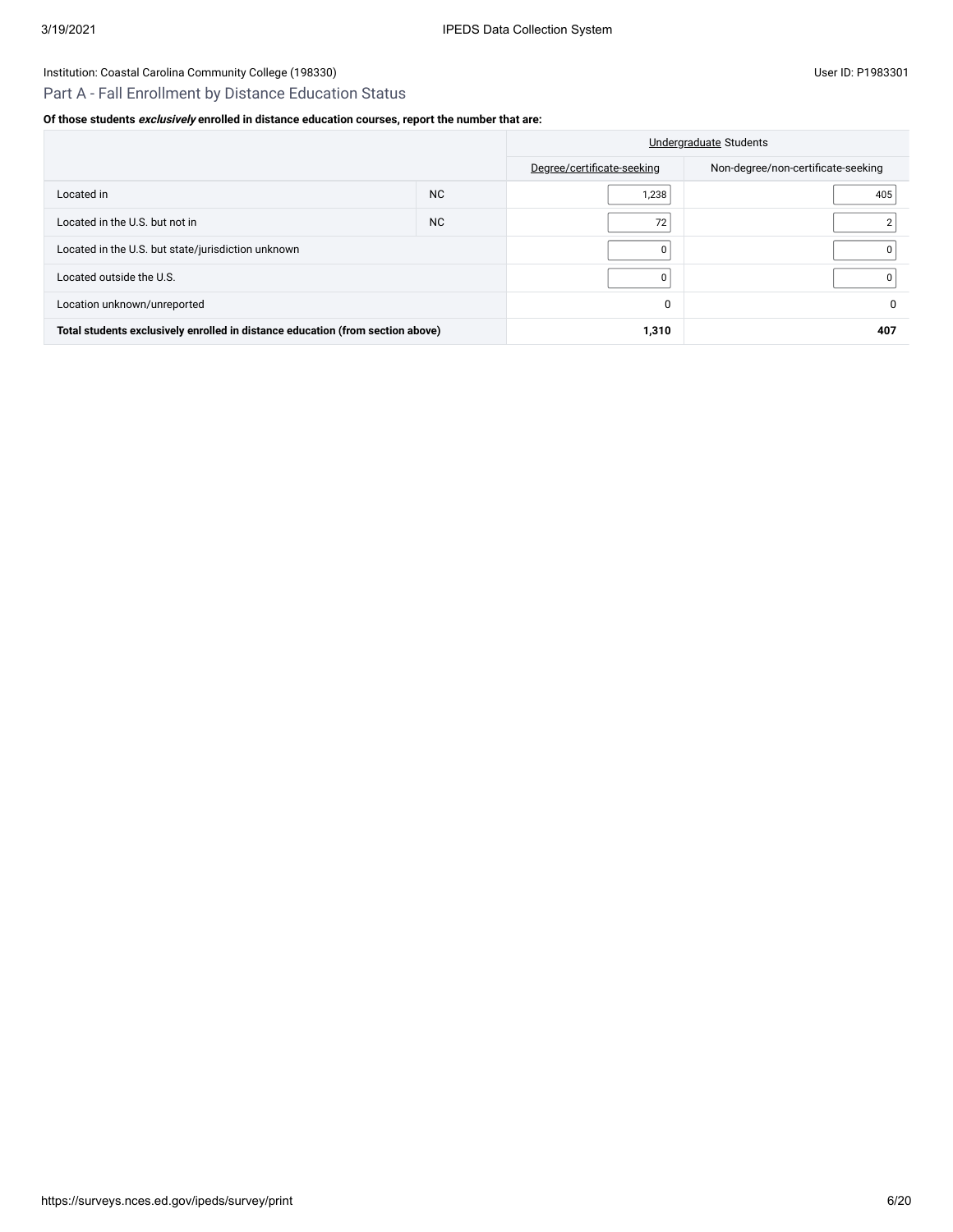Institution: Coastal Carolina Community College (198330)

User ID: P1983301

## Part A - Fall Enrollment by Distance Education Status

**Of those students *exclusively* enrolled in distance education courses, report the number that are:**

| | | Undergraduate Students | |
|---|---|---|---|
| | | Degree/certificate-seeking | Non-degree/non-certificate-seeking |
| Located in | NC | 1,238 | 405 |
| Located in the U.S. but not in | NC | 72 | 2 |
| Located in the U.S. but state/jurisdiction unknown | | 0 | 0 |
| Located outside the U.S. | | 0 | 0 |
| Location unknown/unreported | | 0 | 0 |
| **Total students exclusively enrolled in distance education (from section above)** | | **1,310** | **407** |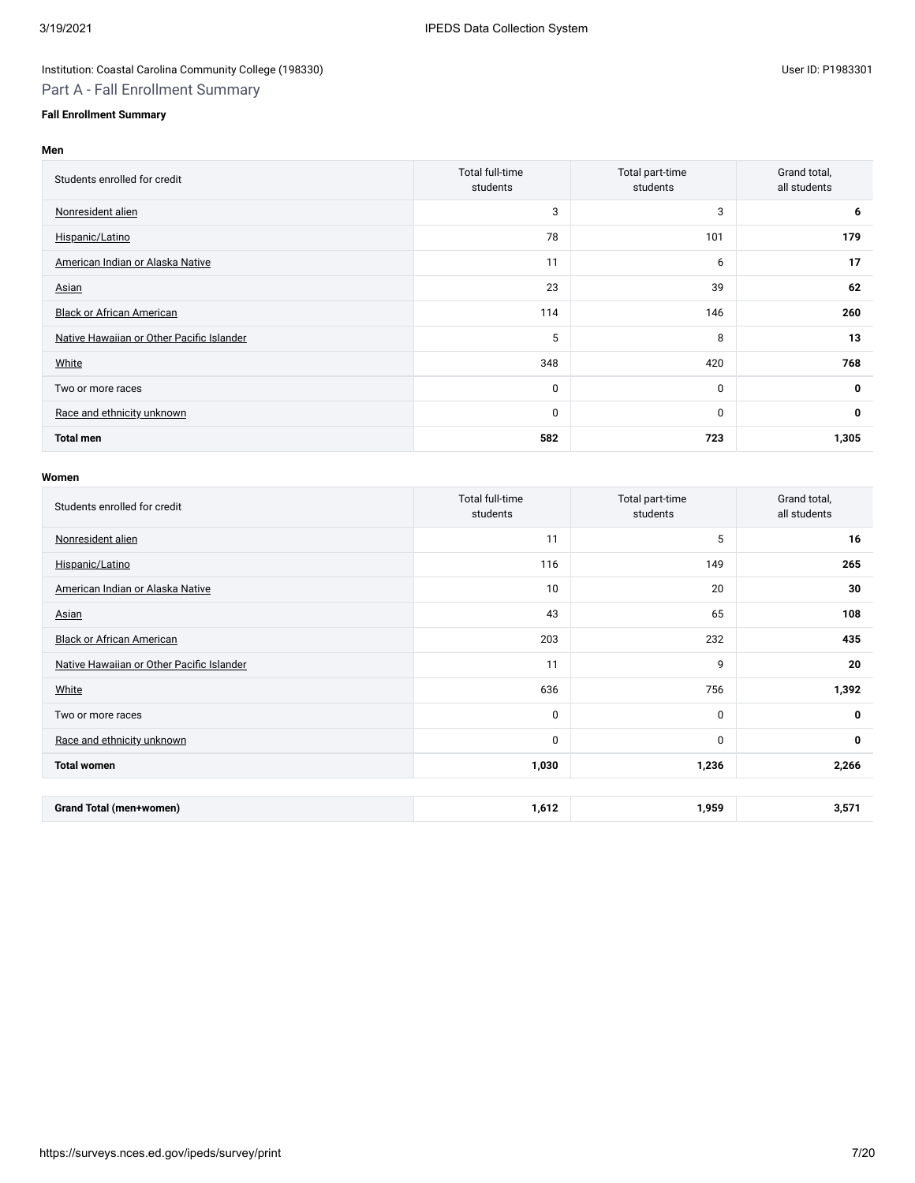Institution: Coastal Carolina Community College (198330)

User ID: P1983301

## Part A - Fall Enrollment Summary

**Fall Enrollment Summary**

**Men**

| Students enrolled for credit | Total full-time students | Total part-time students | Grand total, all students |
|---|---|---|---|
| Nonresident alien | 3 | 3 | **6** |
| Hispanic/Latino | 78 | 101 | **179** |
| American Indian or Alaska Native | 11 | 6 | **17** |
| Asian | 23 | 39 | **62** |
| Black or African American | 114 | 146 | **260** |
| Native Hawaiian or Other Pacific Islander | 5 | 8 | **13** |
| White | 348 | 420 | **768** |
| Two or more races | 0 | 0 | **0** |
| Race and ethnicity unknown | 0 | 0 | **0** |
| **Total men** | **582** | **723** | **1,305** |

**Women**

| Students enrolled for credit | Total full-time students | Total part-time students | Grand total, all students |
|---|---|---|---|
| Nonresident alien | 11 | 5 | **16** |
| Hispanic/Latino | 116 | 149 | **265** |
| American Indian or Alaska Native | 10 | 20 | **30** |
| Asian | 43 | 65 | **108** |
| Black or African American | 203 | 232 | **435** |
| Native Hawaiian or Other Pacific Islander | 11 | 9 | **20** |
| White | 636 | 756 | **1,392** |
| Two or more races | 0 | 0 | **0** |
| Race and ethnicity unknown | 0 | 0 | **0** |
| **Total women** | **1,030** | **1,236** | **2,266** |

| | | | |
|---|---|---|---|
| **Grand Total (men+women)** | **1,612** | **1,959** | **3,571** |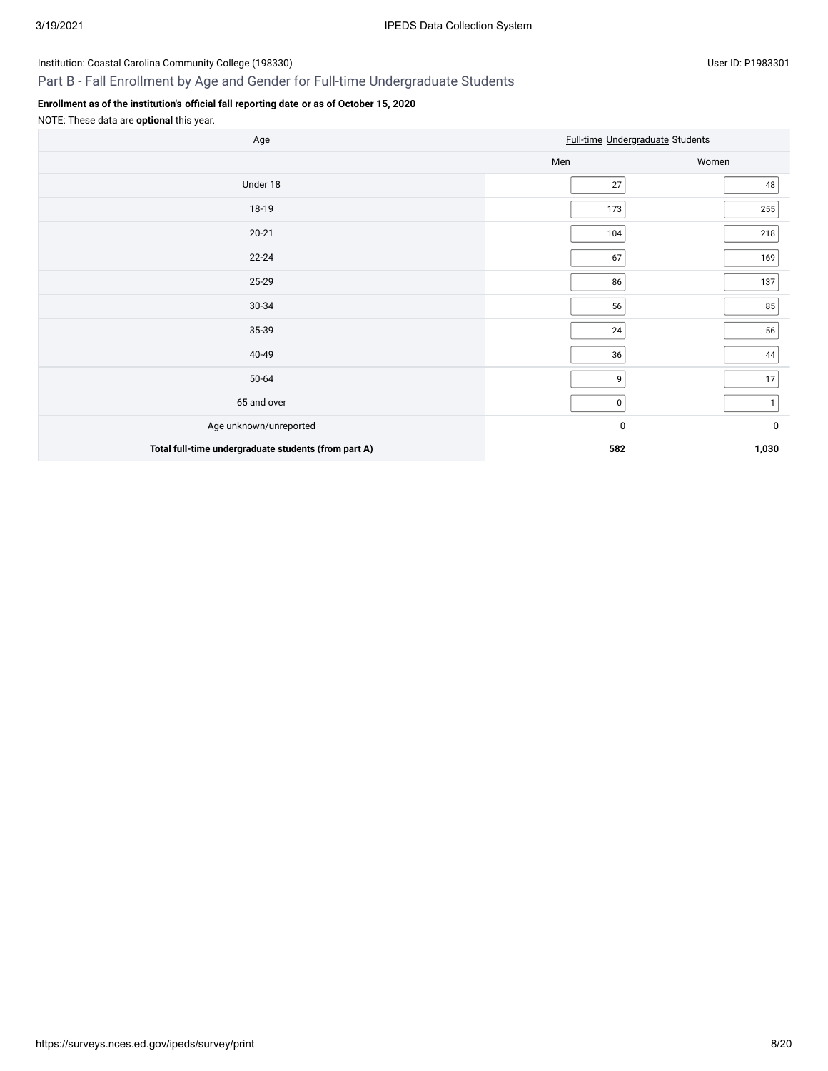Institution: Coastal Carolina Community College (198330)

User ID: P1983301

## Part B - Fall Enrollment by Age and Gender for Full-time Undergraduate Students

**Enrollment as of the institution's official fall reporting date or as of October 15, 2020**

NOTE: These data are **optional** this year.

| Age | Full-time Undergraduate Students | |
|---|---|---|
| | Men | Women |
| Under 18 | 27 | 48 |
| 18-19 | 173 | 255 |
| 20-21 | 104 | 218 |
| 22-24 | 67 | 169 |
| 25-29 | 86 | 137 |
| 30-34 | 56 | 85 |
| 35-39 | 24 | 56 |
| 40-49 | 36 | 44 |
| 50-64 | 9 | 17 |
| 65 and over | 0 | 1 |
| Age unknown/unreported | 0 | 0 |
| **Total full-time undergraduate students (from part A)** | **582** | **1,030** |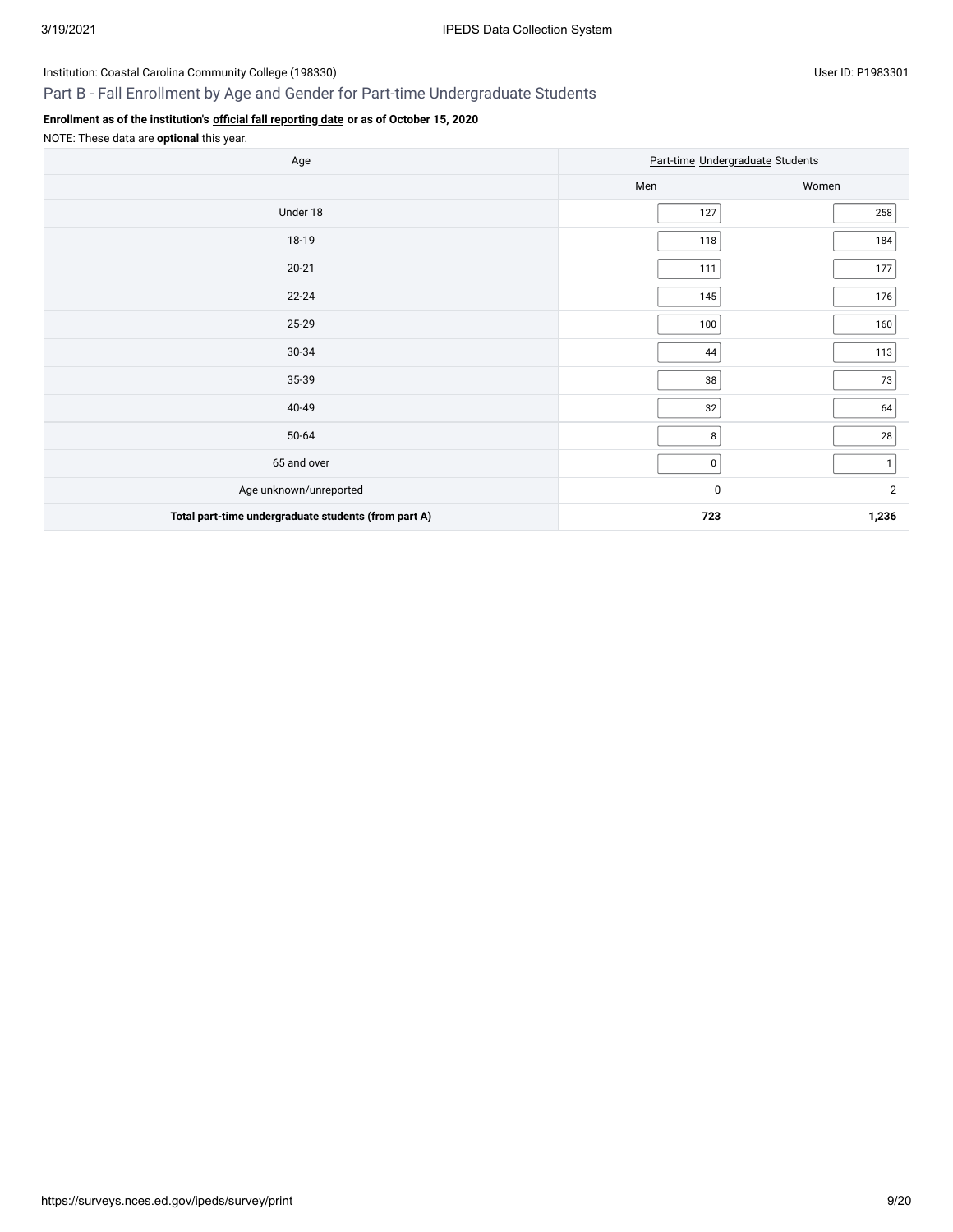Institution: Coastal Carolina Community College (198330)

User ID: P1983301

## Part B - Fall Enrollment by Age and Gender for Part-time Undergraduate Students

**Enrollment as of the institution's official fall reporting date or as of October 15, 2020**

NOTE: These data are **optional** this year.

| Age | Part-time Undergraduate Students | |
|---|---|---|
| | Men | Women |
| Under 18 | 127 | 258 |
| 18-19 | 118 | 184 |
| 20-21 | 111 | 177 |
| 22-24 | 145 | 176 |
| 25-29 | 100 | 160 |
| 30-34 | 44 | 113 |
| 35-39 | 38 | 73 |
| 40-49 | 32 | 64 |
| 50-64 | 8 | 28 |
| 65 and over | 0 | 1 |
| Age unknown/unreported | 0 | 2 |
| **Total part-time undergraduate students (from part A)** | **723** | **1,236** |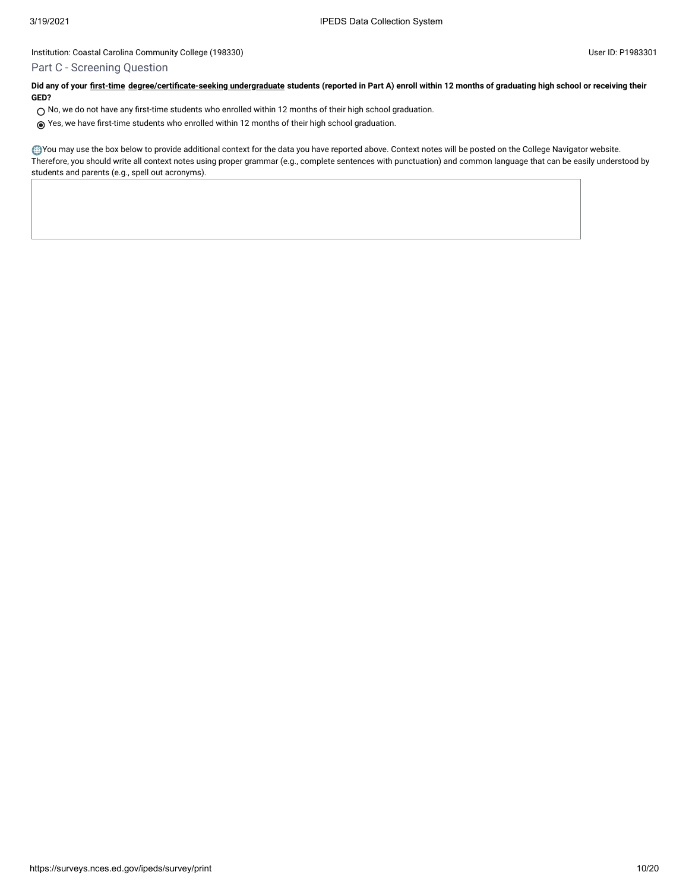Institution: Coastal Carolina Community College (198330)

User ID: P1983301

## Part C - Screening Question

**Did any of your first-time degree/certificate-seeking undergraduate students (reported in Part A) enroll within 12 months of graduating high school or receiving their GED?**

- ○ No, we do not have any first-time students who enrolled within 12 months of their high school graduation.
- ◉ Yes, we have first-time students who enrolled within 12 months of their high school graduation.

You may use the box below to provide additional context for the data you have reported above. Context notes will be posted on the College Navigator website. Therefore, you should write all context notes using proper grammar (e.g., complete sentences with punctuation) and common language that can be easily understood by students and parents (e.g., spell out acronyms).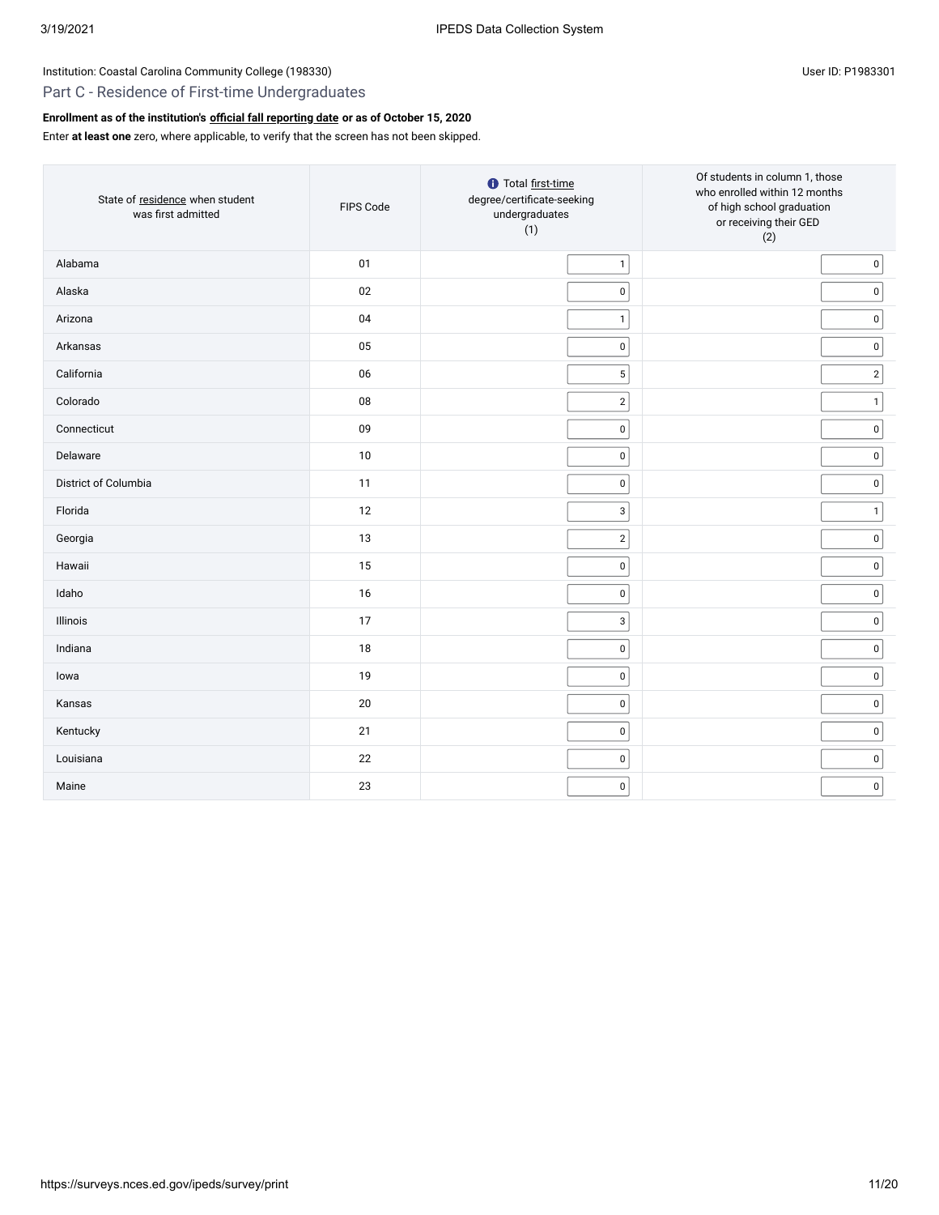Institution: Coastal Carolina Community College (198330)

User ID: P1983301

## Part C - Residence of First-time Undergraduates

**Enrollment as of the institution's official fall reporting date or as of October 15, 2020**

Enter **at least one** zero, where applicable, to verify that the screen has not been skipped.

| State of residence when student was first admitted | FIPS Code | Total first-time degree/certificate-seeking undergraduates (1) | Of students in column 1, those who enrolled within 12 months of high school graduation or receiving their GED (2) |
|---|---|---|---|
| Alabama | 01 | 1 | 0 |
| Alaska | 02 | 0 | 0 |
| Arizona | 04 | 1 | 0 |
| Arkansas | 05 | 0 | 0 |
| California | 06 | 5 | 2 |
| Colorado | 08 | 2 | 1 |
| Connecticut | 09 | 0 | 0 |
| Delaware | 10 | 0 | 0 |
| District of Columbia | 11 | 0 | 0 |
| Florida | 12 | 3 | 1 |
| Georgia | 13 | 2 | 0 |
| Hawaii | 15 | 0 | 0 |
| Idaho | 16 | 0 | 0 |
| Illinois | 17 | 3 | 0 |
| Indiana | 18 | 0 | 0 |
| Iowa | 19 | 0 | 0 |
| Kansas | 20 | 0 | 0 |
| Kentucky | 21 | 0 | 0 |
| Louisiana | 22 | 0 | 0 |
| Maine | 23 | 0 | 0 |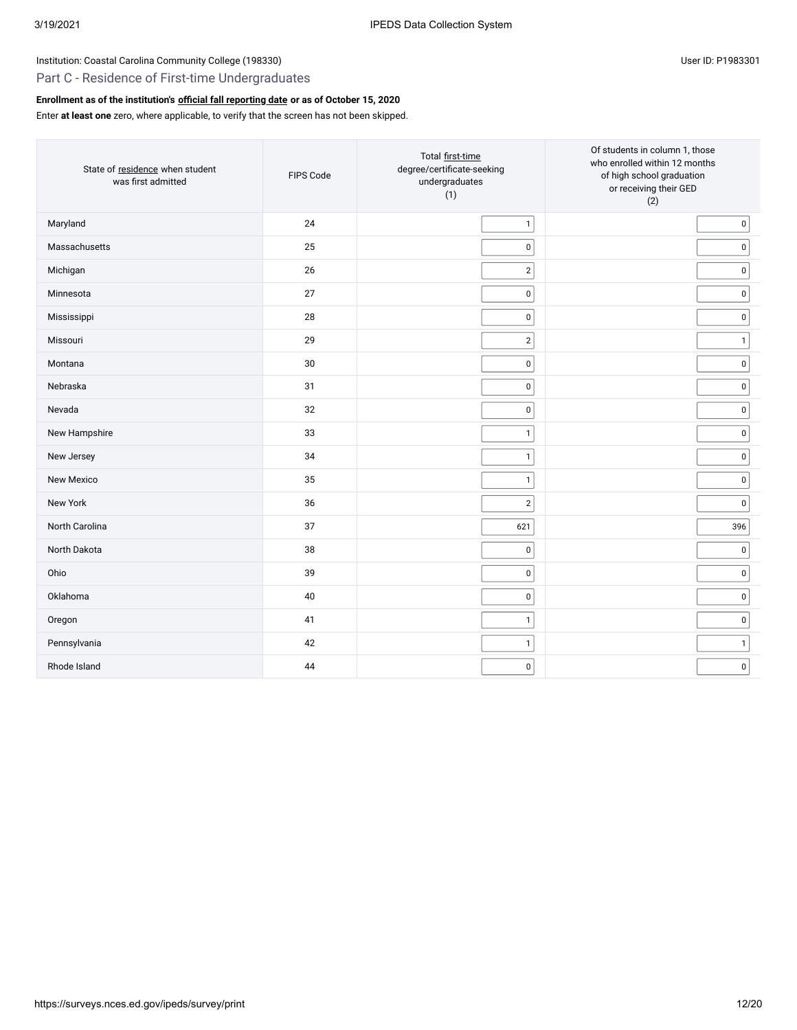Institution: Coastal Carolina Community College (198330)

User ID: P1983301

## Part C - Residence of First-time Undergraduates

**Enrollment as of the institution's official fall reporting date or as of October 15, 2020**

Enter **at least one** zero, where applicable, to verify that the screen has not been skipped.

| State of residence when student was first admitted | FIPS Code | Total first-time degree/certificate-seeking undergraduates (1) | Of students in column 1, those who enrolled within 12 months of high school graduation or receiving their GED (2) |
|---|---|---|---|
| Maryland | 24 | 1 | 0 |
| Massachusetts | 25 | 0 | 0 |
| Michigan | 26 | 2 | 0 |
| Minnesota | 27 | 0 | 0 |
| Mississippi | 28 | 0 | 0 |
| Missouri | 29 | 2 | 1 |
| Montana | 30 | 0 | 0 |
| Nebraska | 31 | 0 | 0 |
| Nevada | 32 | 0 | 0 |
| New Hampshire | 33 | 1 | 0 |
| New Jersey | 34 | 1 | 0 |
| New Mexico | 35 | 1 | 0 |
| New York | 36 | 2 | 0 |
| North Carolina | 37 | 621 | 396 |
| North Dakota | 38 | 0 | 0 |
| Ohio | 39 | 0 | 0 |
| Oklahoma | 40 | 0 | 0 |
| Oregon | 41 | 1 | 0 |
| Pennsylvania | 42 | 1 | 1 |
| Rhode Island | 44 | 0 | 0 |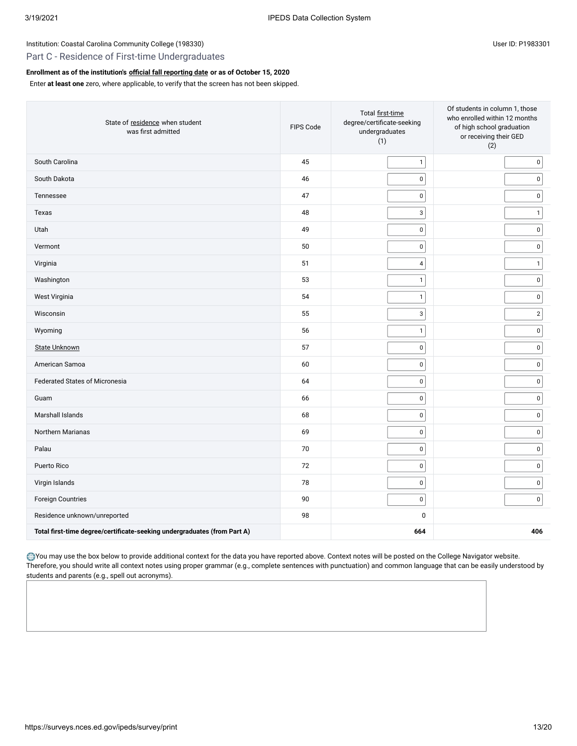Institution: Coastal Carolina Community College (198330)

User ID: P1983301

## Part C - Residence of First-time Undergraduates

**Enrollment as of the institution's official fall reporting date or as of October 15, 2020**

Enter **at least one** zero, where applicable, to verify that the screen has not been skipped.

| State of residence when student was first admitted | FIPS Code | Total first-time degree/certificate-seeking undergraduates (1) | Of students in column 1, those who enrolled within 12 months of high school graduation or receiving their GED (2) |
|---|---|---|---|
| South Carolina | 45 | 1 | 0 |
| South Dakota | 46 | 0 | 0 |
| Tennessee | 47 | 0 | 0 |
| Texas | 48 | 3 | 1 |
| Utah | 49 | 0 | 0 |
| Vermont | 50 | 0 | 0 |
| Virginia | 51 | 4 | 1 |
| Washington | 53 | 1 | 0 |
| West Virginia | 54 | 1 | 0 |
| Wisconsin | 55 | 3 | 2 |
| Wyoming | 56 | 1 | 0 |
| State Unknown | 57 | 0 | 0 |
| American Samoa | 60 | 0 | 0 |
| Federated States of Micronesia | 64 | 0 | 0 |
| Guam | 66 | 0 | 0 |
| Marshall Islands | 68 | 0 | 0 |
| Northern Marianas | 69 | 0 | 0 |
| Palau | 70 | 0 | 0 |
| Puerto Rico | 72 | 0 | 0 |
| Virgin Islands | 78 | 0 | 0 |
| Foreign Countries | 90 | 0 | 0 |
| Residence unknown/unreported | 98 | 0 | |
| **Total first-time degree/certificate-seeking undergraduates (from Part A)** | | **664** | **406** |

You may use the box below to provide additional context for the data you have reported above. Context notes will be posted on the College Navigator website. Therefore, you should write all context notes using proper grammar (e.g., complete sentences with punctuation) and common language that can be easily understood by students and parents (e.g., spell out acronyms).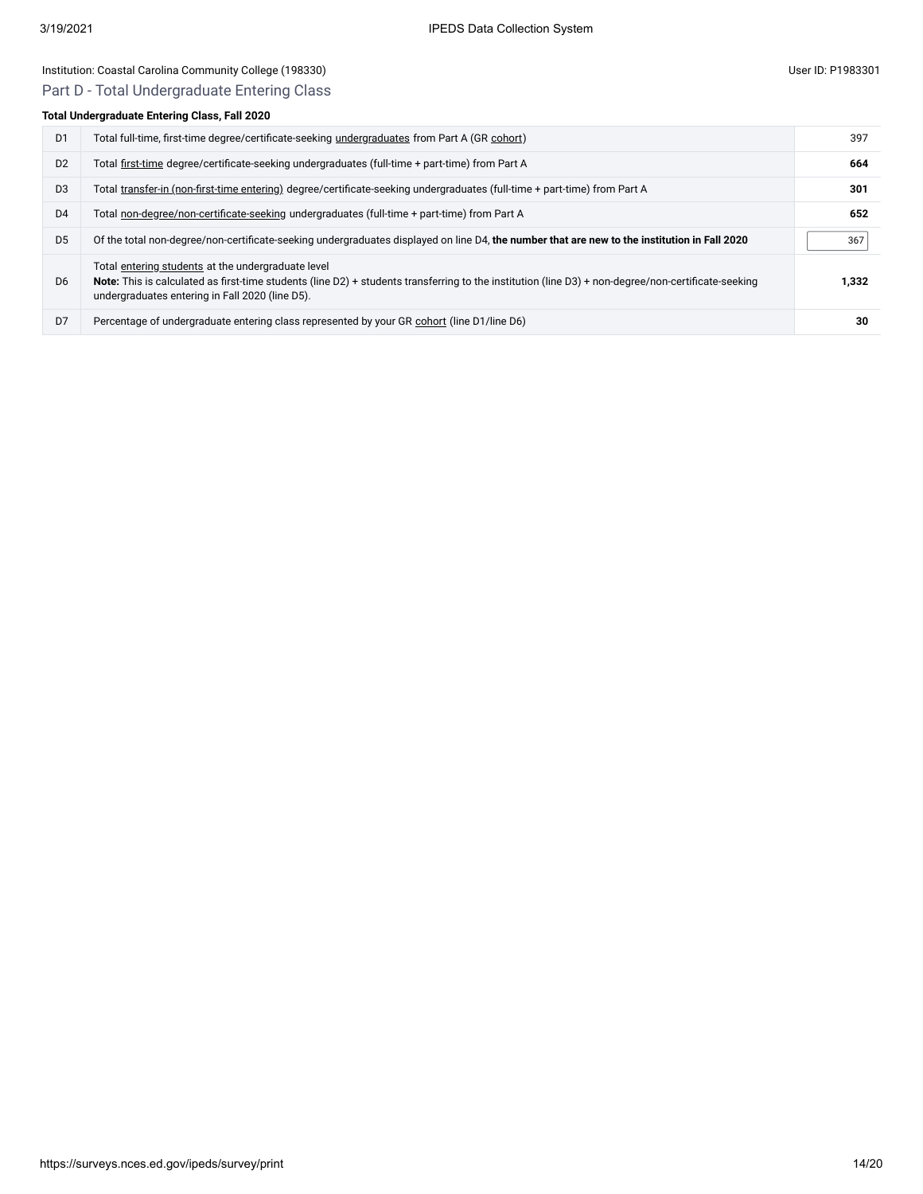Institution: Coastal Carolina Community College (198330)

User ID: P1983301

## Part D - Total Undergraduate Entering Class

**Total Undergraduate Entering Class, Fall 2020**

| | | |
|---|---|---|
| D1 | Total full-time, first-time degree/certificate-seeking undergraduates from Part A (GR cohort) | 397 |
| D2 | Total first-time degree/certificate-seeking undergraduates (full-time + part-time) from Part A | **664** |
| D3 | Total transfer-in (non-first-time entering) degree/certificate-seeking undergraduates (full-time + part-time) from Part A | **301** |
| D4 | Total non-degree/non-certificate-seeking undergraduates (full-time + part-time) from Part A | **652** |
| D5 | Of the total non-degree/non-certificate-seeking undergraduates displayed on line D4, **the number that are new to the institution in Fall 2020** | 367 |
| D6 | Total entering students at the undergraduate level<br>**Note:** This is calculated as first-time students (line D2) + students transferring to the institution (line D3) + non-degree/non-certificate-seeking undergraduates entering in Fall 2020 (line D5). | **1,332** |
| D7 | Percentage of undergraduate entering class represented by your GR cohort (line D1/line D6) | **30** |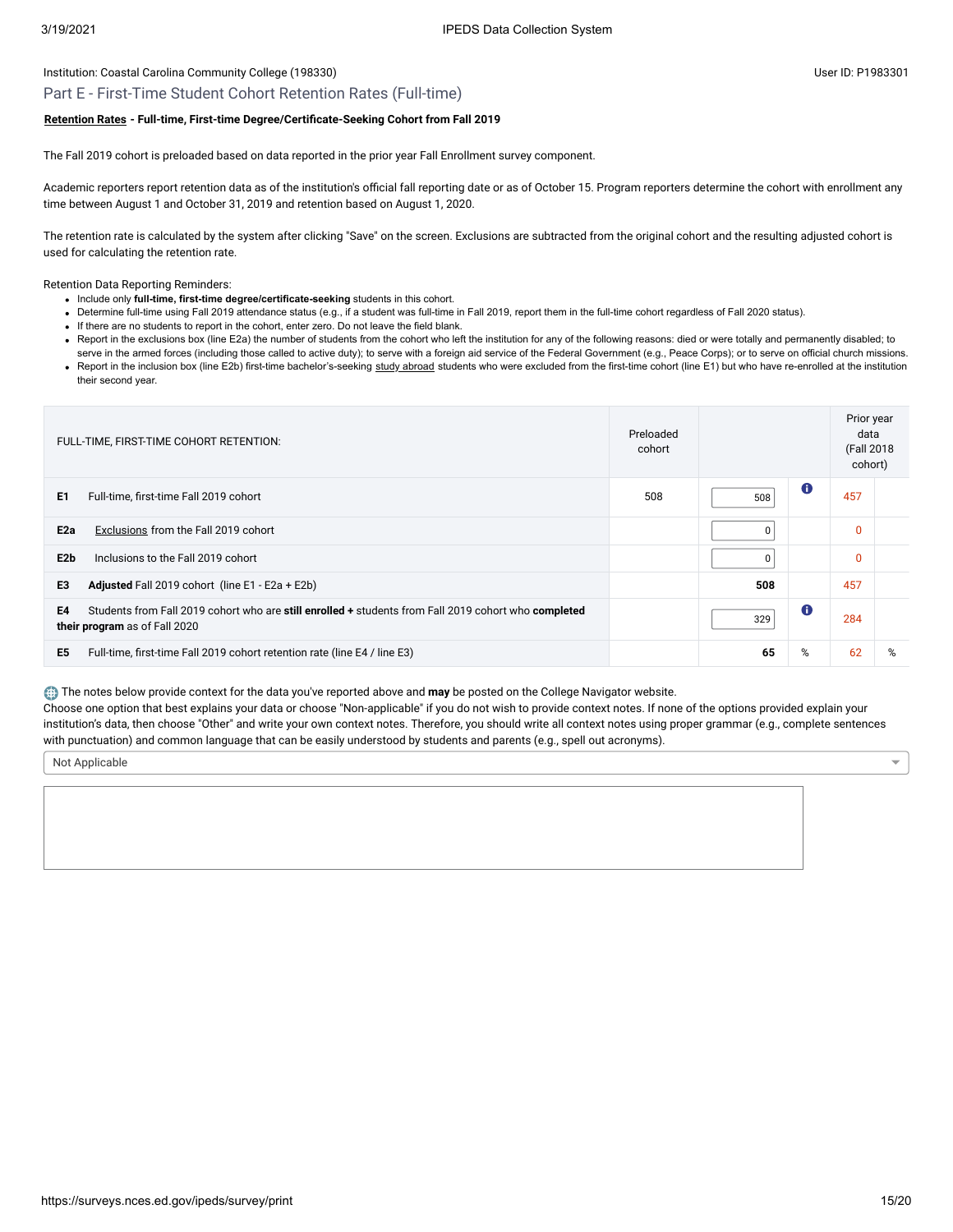Institution: Coastal Carolina Community College (198330)

User ID: P1983301

## Part E - First-Time Student Cohort Retention Rates (Full-time)

**Retention Rates - Full-time, First-time Degree/Certificate-Seeking Cohort from Fall 2019**

The Fall 2019 cohort is preloaded based on data reported in the prior year Fall Enrollment survey component.

Academic reporters report retention data as of the institution's official fall reporting date or as of October 15. Program reporters determine the cohort with enrollment any time between August 1 and October 31, 2019 and retention based on August 1, 2020.

The retention rate is calculated by the system after clicking "Save" on the screen. Exclusions are subtracted from the original cohort and the resulting adjusted cohort is used for calculating the retention rate.

Retention Data Reporting Reminders:

- Include only **full-time, first-time degree/certificate-seeking** students in this cohort.
- Determine full-time using Fall 2019 attendance status (e.g., if a student was full-time in Fall 2019, report them in the full-time cohort regardless of Fall 2020 status).
- If there are no students to report in the cohort, enter zero. Do not leave the field blank.
- Report in the exclusions box (line E2a) the number of students from the cohort who left the institution for any of the following reasons: died or were totally and permanently disabled; to serve in the armed forces (including those called to active duty); to serve with a foreign aid service of the Federal Government (e.g., Peace Corps); or to serve on official church missions.
- Report in the inclusion box (line E2b) first-time bachelor's-seeking study abroad students who were excluded from the first-time cohort (line E1) but who have re-enrolled at the institution their second year.

| FULL-TIME, FIRST-TIME COHORT RETENTION: | Preloaded cohort | | | Prior year data (Fall 2018 cohort) | |
|---|---|---|---|---|---|
| E1 Full-time, first-time Fall 2019 cohort | 508 | 508 | | 457 | |
| E2a Exclusions from the Fall 2019 cohort | | 0 | | 0 | |
| E2b Inclusions to the Fall 2019 cohort | | 0 | | 0 | |
| E3 **Adjusted** Fall 2019 cohort (line E1 - E2a + E2b) | | **508** | | 457 | |
| E4 Students from Fall 2019 cohort who are **still enrolled +** students from Fall 2019 cohort who **completed their program** as of Fall 2020 | | 329 | | 284 | |
| E5 Full-time, first-time Fall 2019 cohort retention rate (line E4 / line E3) | | **65** | % | 62 | % |

The notes below provide context for the data you've reported above and **may** be posted on the College Navigator website.
Choose one option that best explains your data or choose "Non-applicable" if you do not wish to provide context notes. If none of the options provided explain your institution's data, then choose "Other" and write your own context notes. Therefore, you should write all context notes using proper grammar (e.g., complete sentences with punctuation) and common language that can be easily understood by students and parents (e.g., spell out acronyms).

Not Applicable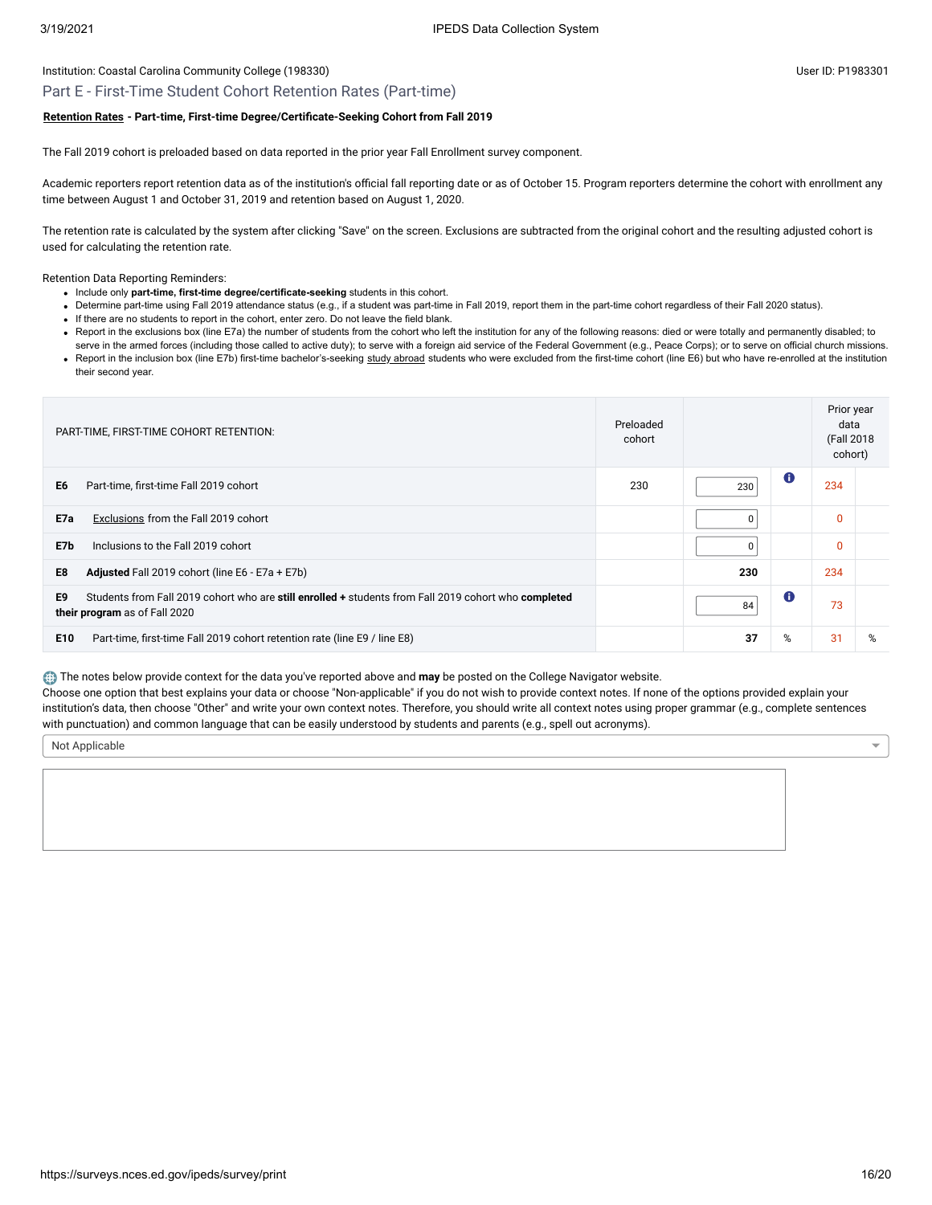Institution: Coastal Carolina Community College (198330)

User ID: P1983301

## Part E - First-Time Student Cohort Retention Rates (Part-time)

**Retention Rates - Part-time, First-time Degree/Certificate-Seeking Cohort from Fall 2019**

The Fall 2019 cohort is preloaded based on data reported in the prior year Fall Enrollment survey component.

Academic reporters report retention data as of the institution's official fall reporting date or as of October 15. Program reporters determine the cohort with enrollment any time between August 1 and October 31, 2019 and retention based on August 1, 2020.

The retention rate is calculated by the system after clicking "Save" on the screen. Exclusions are subtracted from the original cohort and the resulting adjusted cohort is used for calculating the retention rate.

Retention Data Reporting Reminders:

- Include only **part-time, first-time degree/certificate-seeking** students in this cohort.
- Determine part-time using Fall 2019 attendance status (e.g., if a student was part-time in Fall 2019, report them in the part-time cohort regardless of their Fall 2020 status).
- If there are no students to report in the cohort, enter zero. Do not leave the field blank.
- Report in the exclusions box (line E7a) the number of students from the cohort who left the institution for any of the following reasons: died or were totally and permanently disabled; to serve in the armed forces (including those called to active duty); to serve with a foreign aid service of the Federal Government (e.g., Peace Corps); or to serve on official church missions.
- Report in the inclusion box (line E7b) first-time bachelor's-seeking study abroad students who were excluded from the first-time cohort (line E6) but who have re-enrolled at the institution their second year.

| PART-TIME, FIRST-TIME COHORT RETENTION: | Preloaded cohort | | | Prior year data (Fall 2018 cohort) | |
|---|---|---|---|---|---|
| **E6** Part-time, first-time Fall 2019 cohort | 230 | 230 | | 234 | |
| **E7a** Exclusions from the Fall 2019 cohort | | 0 | | 0 | |
| **E7b** Inclusions to the Fall 2019 cohort | | 0 | | 0 | |
| **E8** **Adjusted** Fall 2019 cohort (line E6 - E7a + E7b) | | **230** | | 234 | |
| **E9** Students from Fall 2019 cohort who are **still enrolled +** students from Fall 2019 cohort who **completed their program** as of Fall 2020 | | 84 | | 73 | |
| **E10** Part-time, first-time Fall 2019 cohort retention rate (line E9 / line E8) | | **37** | % | 31 | % |

The notes below provide context for the data you've reported above and **may** be posted on the College Navigator website.
Choose one option that best explains your data or choose "Non-applicable" if you do not wish to provide context notes. If none of the options provided explain your institution's data, then choose "Other" and write your own context notes. Therefore, you should write all context notes using proper grammar (e.g., complete sentences with punctuation) and common language that can be easily understood by students and parents (e.g., spell out acronyms).

Not Applicable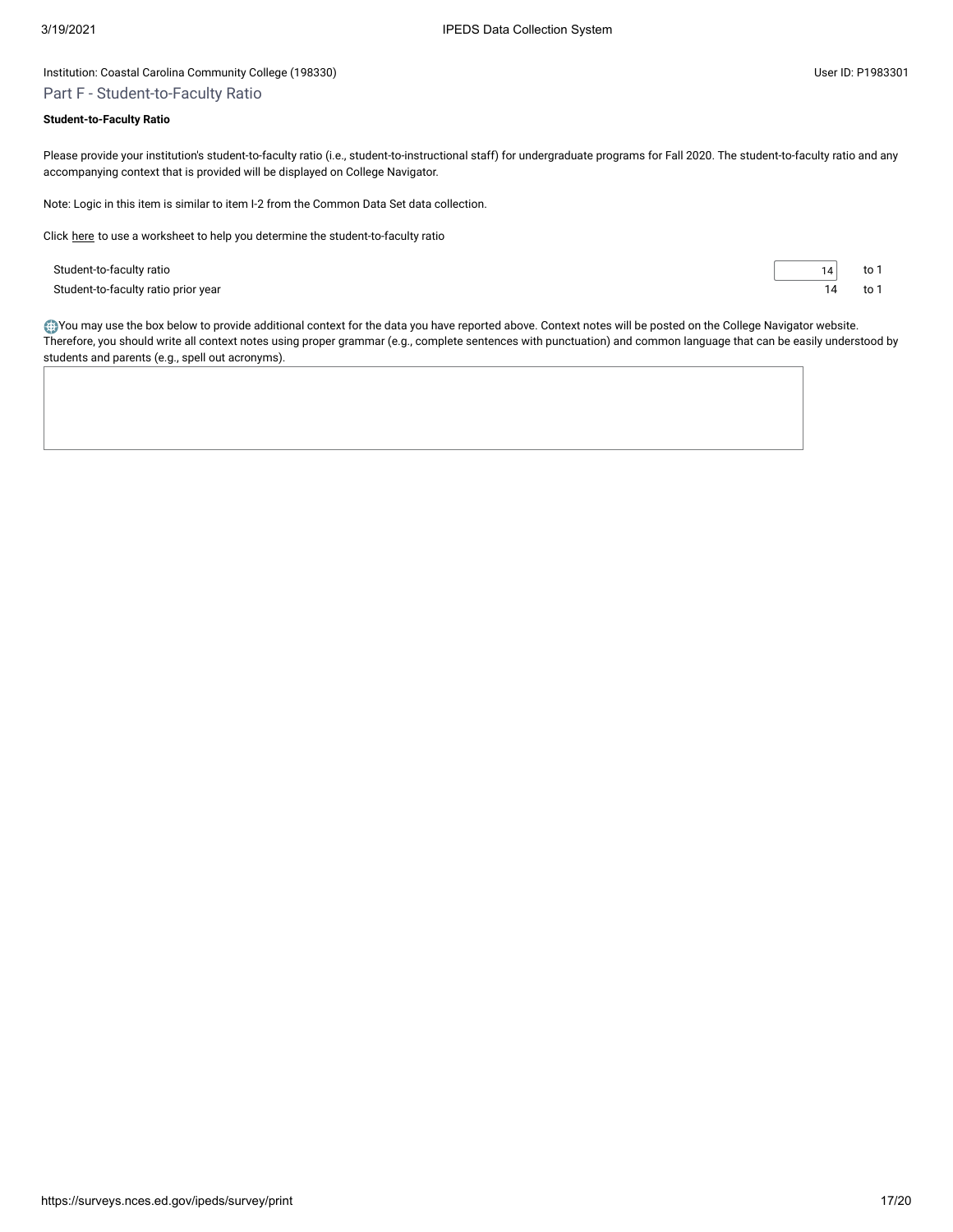Institution: Coastal Carolina Community College (198330)

User ID: P1983301

## Part F - Student-to-Faculty Ratio

**Student-to-Faculty Ratio**

Please provide your institution's student-to-faculty ratio (i.e., student-to-instructional staff) for undergraduate programs for Fall 2020. The student-to-faculty ratio and any accompanying context that is provided will be displayed on College Navigator.

Note: Logic in this item is similar to item I-2 from the Common Data Set data collection.

Click here to use a worksheet to help you determine the student-to-faculty ratio

| | | |
|---|---|---|
| Student-to-faculty ratio | 14 | to 1 |
| Student-to-faculty ratio prior year | 14 | to 1 |

You may use the box below to provide additional context for the data you have reported above. Context notes will be posted on the College Navigator website. Therefore, you should write all context notes using proper grammar (e.g., complete sentences with punctuation) and common language that can be easily understood by students and parents (e.g., spell out acronyms).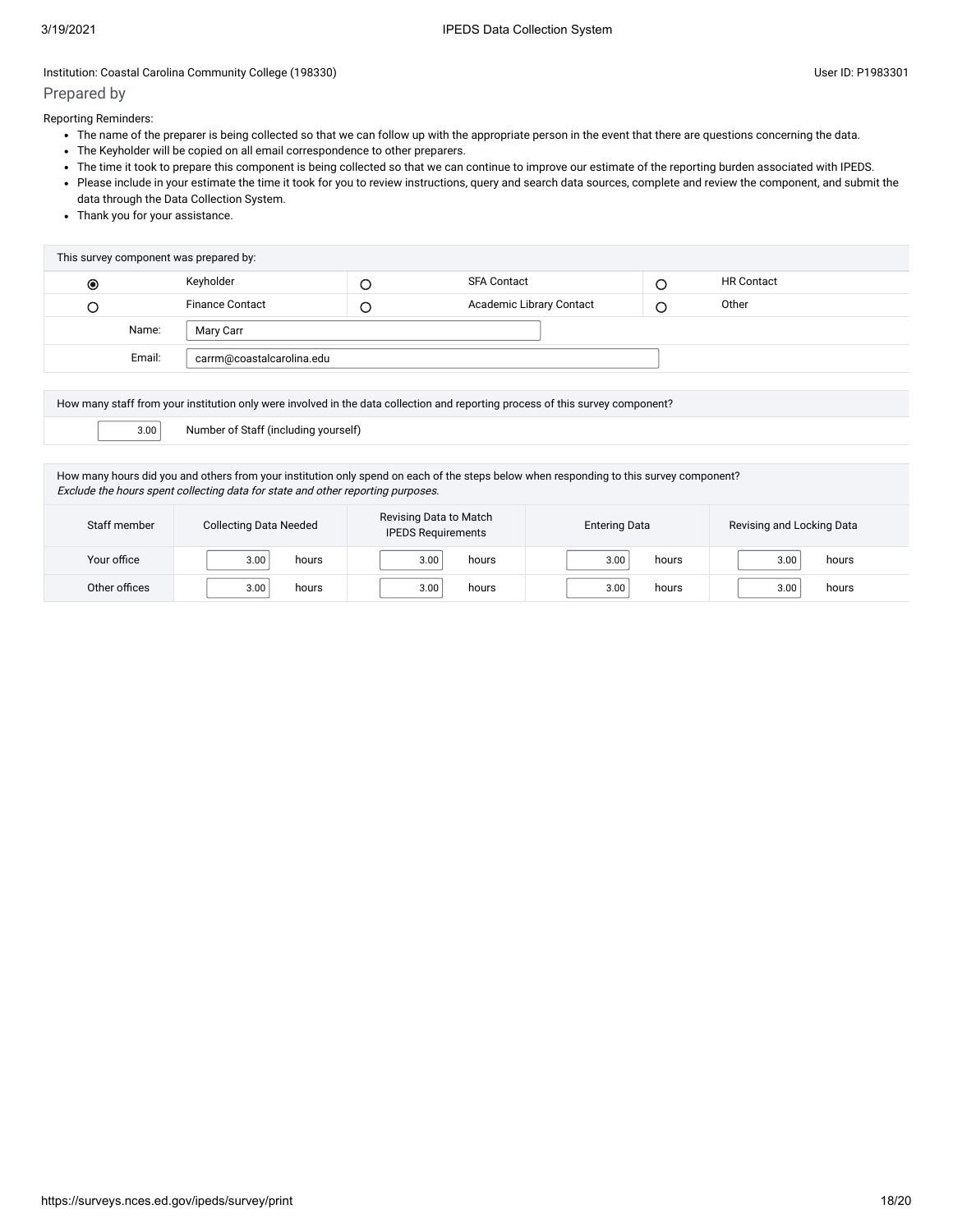Institution: Coastal Carolina Community College (198330)

User ID: P1983301

## Prepared by

Reporting Reminders:

- The name of the preparer is being collected so that we can follow up with the appropriate person in the event that there are questions concerning the data.
- The Keyholder will be copied on all email correspondence to other preparers.
- The time it took to prepare this component is being collected so that we can continue to improve our estimate of the reporting burden associated with IPEDS.
- Please include in your estimate the time it took for you to review instructions, query and search data sources, complete and review the component, and submit the data through the Data Collection System.
- Thank you for your assistance.

This survey component was prepared by:

| | | | | | |
|---|---|---|---|---|---|
| ◉ | Keyholder | ○ | SFA Contact | ○ | HR Contact |
| ○ | Finance Contact | ○ | Academic Library Contact | ○ | Other |
| Name: | Mary Carr | | | | |
| Email: | carrm@coastalcarolina.edu | | | | |

How many staff from your institution only were involved in the data collection and reporting process of this survey component?

3.00 Number of Staff (including yourself)

How many hours did you and others from your institution only spend on each of the steps below when responding to this survey component?
*Exclude the hours spent collecting data for state and other reporting purposes.*

| Staff member | Collecting Data Needed | Revising Data to Match IPEDS Requirements | Entering Data | Revising and Locking Data |
|---|---|---|---|---|
| Your office | 3.00 hours | 3.00 hours | 3.00 hours | 3.00 hours |
| Other offices | 3.00 hours | 3.00 hours | 3.00 hours | 3.00 hours |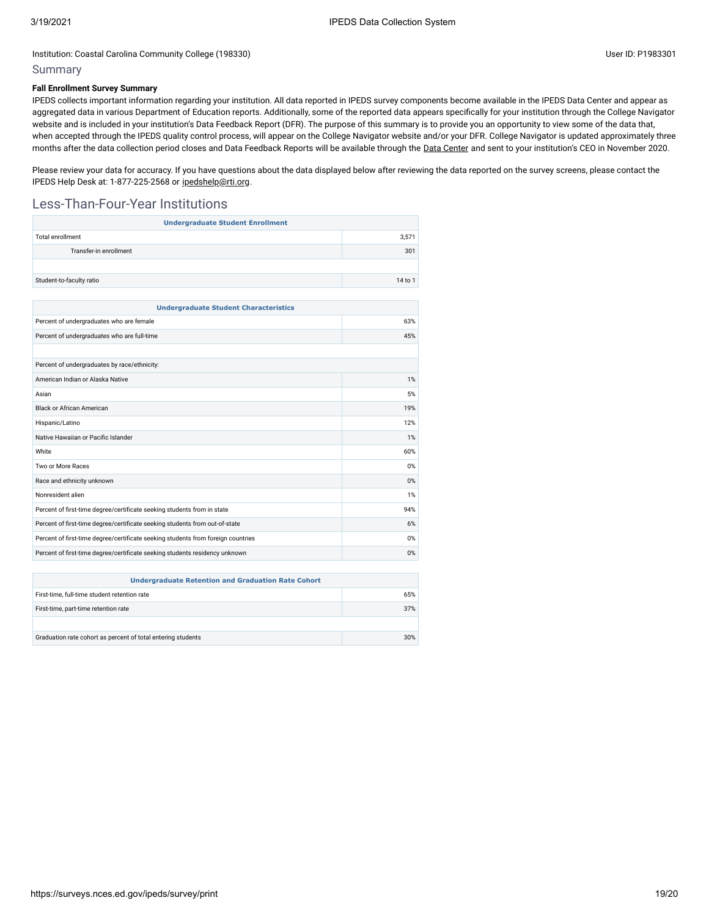Institution: Coastal Carolina Community College (198330)

User ID: P1983301

## Summary

**Fall Enrollment Survey Summary**

IPEDS collects important information regarding your institution. All data reported in IPEDS survey components become available in the IPEDS Data Center and appear as aggregated data in various Department of Education reports. Additionally, some of the reported data appears specifically for your institution through the College Navigator website and is included in your institution's Data Feedback Report (DFR). The purpose of this summary is to provide you an opportunity to view some of the data that, when accepted through the IPEDS quality control process, will appear on the College Navigator website and/or your DFR. College Navigator is updated approximately three months after the data collection period closes and Data Feedback Reports will be available through the Data Center and sent to your institution's CEO in November 2020.

Please review your data for accuracy. If you have questions about the data displayed below after reviewing the data reported on the survey screens, please contact the IPEDS Help Desk at: 1-877-225-2568 or ipedshelp@rti.org.

## Less-Than-Four-Year Institutions

| Undergraduate Student Enrollment | |
|---|---|
| Total enrollment | 3,571 |
| Transfer-in enrollment | 301 |
| | |
| Student-to-faculty ratio | 14 to 1 |

| Undergraduate Student Characteristics | |
|---|---|
| Percent of undergraduates who are female | 63% |
| Percent of undergraduates who are full-time | 45% |
| | |
| Percent of undergraduates by race/ethnicity: | |
| American Indian or Alaska Native | 1% |
| Asian | 5% |
| Black or African American | 19% |
| Hispanic/Latino | 12% |
| Native Hawaiian or Pacific Islander | 1% |
| White | 60% |
| Two or More Races | 0% |
| Race and ethnicity unknown | 0% |
| Nonresident alien | 1% |
| Percent of first-time degree/certificate seeking students from in state | 94% |
| Percent of first-time degree/certificate seeking students from out-of-state | 6% |
| Percent of first-time degree/certificate seeking students from foreign countries | 0% |
| Percent of first-time degree/certificate seeking students residency unknown | 0% |

| Undergraduate Retention and Graduation Rate Cohort | |
|---|---|
| First-time, full-time student retention rate | 65% |
| First-time, part-time retention rate | 37% |
| | |
| Graduation rate cohort as percent of total entering students | 30% |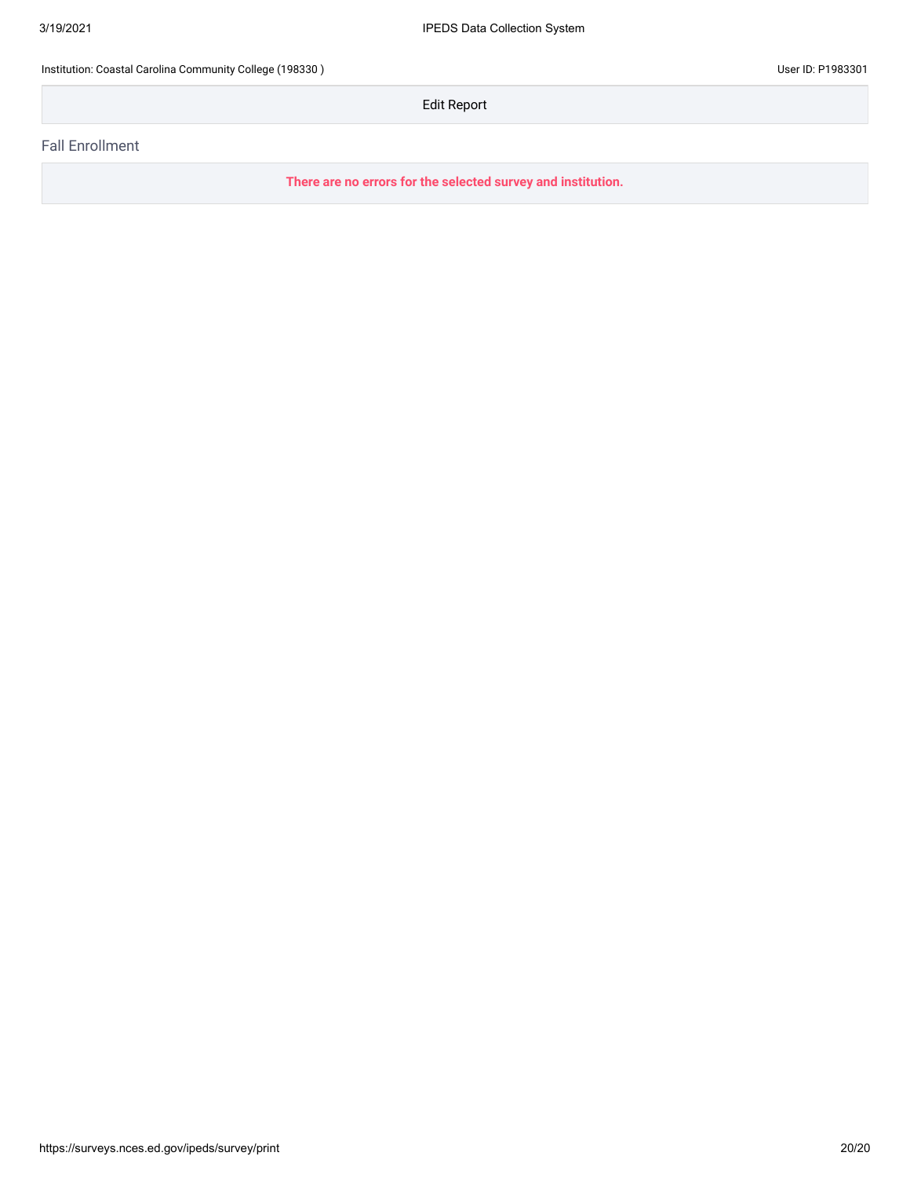Institution: Coastal Carolina Community College (198330 )

User ID: P1983301

Edit Report

## Fall Enrollment

**There are no errors for the selected survey and institution.**